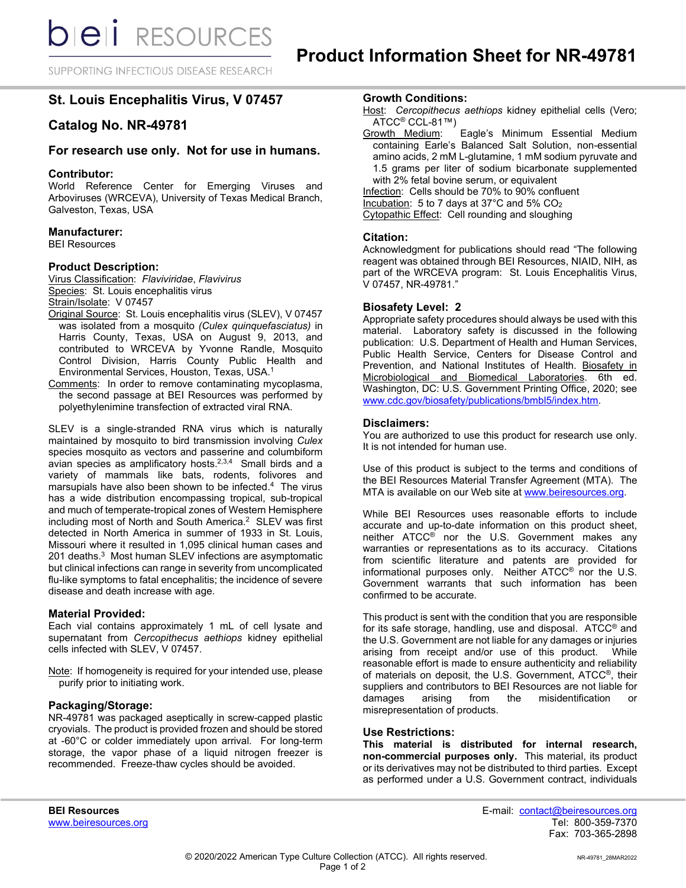# Product Information Sheet for NR-49781

## St. Louis Encephalitis Virus, V 07457

## Catalog No. NR-49781

### For research use only. Not for use in humans.

### Contributor:

World Reference Center for Emerging Viruses and Arboviruses (WRCEVA), University of Texas Medical Branch, Galveston, Texas, USA

### Manufacturer:

BEI Resources

### Product Description:

Virus Classification: *Flaviviridae*, *Flavivirus*
Species: St. Louis encephalitis virus
Strain/Isolate: V 07457
Original Source: St. Louis encephalitis virus (SLEV), V 07457 was isolated from a mosquito *(Culex quinquefasciatus)* in Harris County, Texas, USA on August 9, 2013, and contributed to WRCEVA by Yvonne Randle, Mosquito Control Division, Harris County Public Health and Environmental Services, Houston, Texas, USA.[1]
Comments: In order to remove contaminating mycoplasma, the second passage at BEI Resources was performed by polyethylenimine transfection of extracted viral RNA.

SLEV is a single-stranded RNA virus which is naturally maintained by mosquito to bird transmission involving *Culex* species mosquito as vectors and passerine and columbiform avian species as amplificatory hosts.[2,3,4] Small birds and a variety of mammals like bats, rodents, folivores and marsupials have also been shown to be infected.[4] The virus has a wide distribution encompassing tropical, sub-tropical and much of temperate-tropical zones of Western Hemisphere including most of North and South America.[2] SLEV was first detected in North America in summer of 1933 in St. Louis, Missouri where it resulted in 1,095 clinical human cases and 201 deaths.[3] Most human SLEV infections are asymptomatic but clinical infections can range in severity from uncomplicated flu-like symptoms to fatal encephalitis; the incidence of severe disease and death increase with age.

### Material Provided:

Each vial contains approximately 1 mL of cell lysate and supernatant from *Cercopithecus aethiops* kidney epithelial cells infected with SLEV, V 07457.

Note: If homogeneity is required for your intended use, please purify prior to initiating work.

### Packaging/Storage:

NR-49781 was packaged aseptically in screw-capped plastic cryovials. The product is provided frozen and should be stored at -60°C or colder immediately upon arrival. For long-term storage, the vapor phase of a liquid nitrogen freezer is recommended. Freeze-thaw cycles should be avoided.

### Growth Conditions:

Host: *Cercopithecus aethiops* kidney epithelial cells (Vero; ATCC® CCL-81™)
Growth Medium: Eagle's Minimum Essential Medium containing Earle's Balanced Salt Solution, non-essential amino acids, 2 mM L-glutamine, 1 mM sodium pyruvate and 1.5 grams per liter of sodium bicarbonate supplemented with 2% fetal bovine serum, or equivalent
Infection: Cells should be 70% to 90% confluent
Incubation: 5 to 7 days at 37°C and 5% $CO_2$
Cytopathic Effect: Cell rounding and sloughing

### Citation:

Acknowledgment for publications should read "The following reagent was obtained through BEI Resources, NIAID, NIH, as part of the WRCEVA program: St. Louis Encephalitis Virus, V 07457, NR-49781."

### Biosafety Level: 2

Appropriate safety procedures should always be used with this material. Laboratory safety is discussed in the following publication: U.S. Department of Health and Human Services, Public Health Service, Centers for Disease Control and Prevention, and National Institutes of Health. Biosafety in Microbiological and Biomedical Laboratories. 6th ed. Washington, DC: U.S. Government Printing Office, 2020; see www.cdc.gov/biosafety/publications/bmbl5/index.htm.

### Disclaimers:

You are authorized to use this product for research use only. It is not intended for human use.

Use of this product is subject to the terms and conditions of the BEI Resources Material Transfer Agreement (MTA). The MTA is available on our Web site at www.beiresources.org.

While BEI Resources uses reasonable efforts to include accurate and up-to-date information on this product sheet, neither ATCC® nor the U.S. Government makes any warranties or representations as to its accuracy. Citations from scientific literature and patents are provided for informational purposes only. Neither ATCC® nor the U.S. Government warrants that such information has been confirmed to be accurate.

This product is sent with the condition that you are responsible for its safe storage, handling, use and disposal. ATCC® and the U.S. Government are not liable for any damages or injuries arising from receipt and/or use of this product. While reasonable effort is made to ensure authenticity and reliability of materials on deposit, the U.S. Government, ATCC®, their suppliers and contributors to BEI Resources are not liable for damages arising from the misidentification or misrepresentation of products.

### Use Restrictions:

**This material is distributed for internal research, non-commercial purposes only.** This material, its product or its derivatives may not be distributed to third parties. Except as performed under a U.S. Government contract, individuals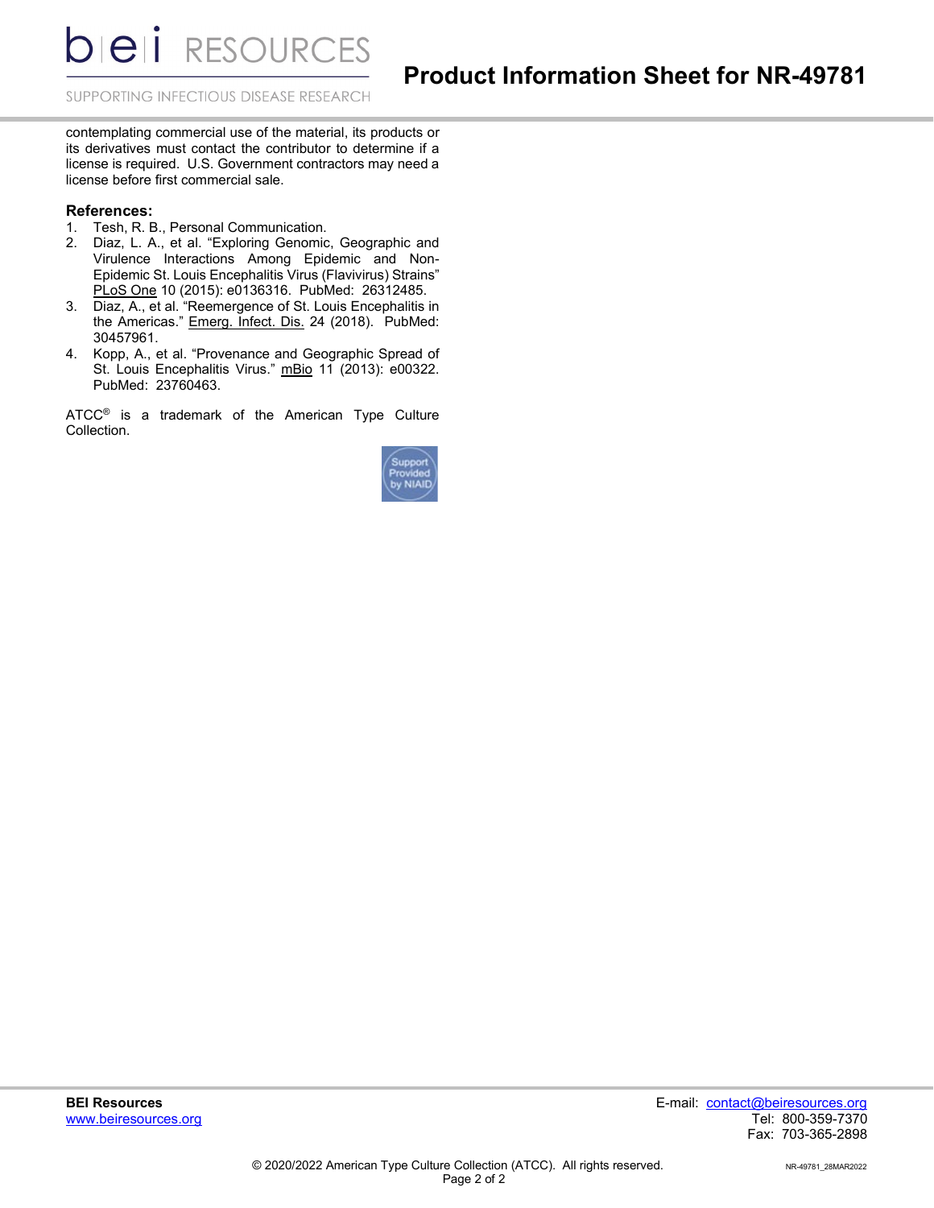contemplating commercial use of the material, its products or its derivatives must contact the contributor to determine if a license is required. U.S. Government contractors may need a license before first commercial sale.

**References:**

1. Tesh, R. B., Personal Communication.
2. Diaz, L. A., et al. "Exploring Genomic, Geographic and Virulence Interactions Among Epidemic and Non-Epidemic St. Louis Encephalitis Virus (Flavivirus) Strains" PLoS One 10 (2015): e0136316. PubMed: 26312485.
3. Diaz, A., et al. "Reemergence of St. Louis Encephalitis in the Americas." Emerg. Infect. Dis. 24 (2018). PubMed: 30457961.
4. Kopp, A., et al. "Provenance and Geographic Spread of St. Louis Encephalitis Virus." mBio 11 (2013): e00322. PubMed: 23760463.

ATCC® is a trademark of the American Type Culture Collection.

Support Provided by NIAID

**BEI Resources**
www.beiresources.org

E-mail: contact@beiresources.org
Tel: 800-359-7370
Fax: 703-365-2898

© 2020/2022 American Type Culture Collection (ATCC). All rights reserved.

NR-49781_28MAR2022